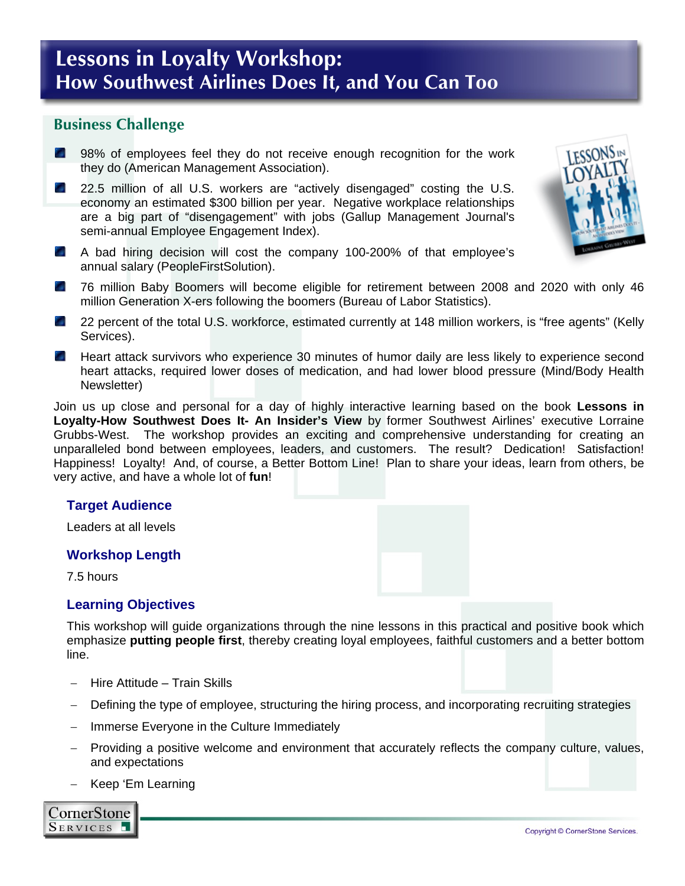# Lessons in Loyalty Workshop:
# How Southwest Airlines Does It, and You Can Too

## Business Challenge

- 98% of employees feel they do not receive enough recognition for the work they do (American Management Association).
- 22.5 million of all U.S. workers are “actively disengaged” costing the U.S. economy an estimated $300 billion per year. Negative workplace relationships are a big part of “disengagement” with jobs (Gallup Management Journal's semi-annual Employee Engagement Index).
- A bad hiring decision will cost the company 100-200% of that employee’s annual salary (PeopleFirstSolution).
- 76 million Baby Boomers will become eligible for retirement between 2008 and 2020 with only 46 million Generation X-ers following the boomers (Bureau of Labor Statistics).
- 22 percent of the total U.S. workforce, estimated currently at 148 million workers, is “free agents” (Kelly Services).
- Heart attack survivors who experience 30 minutes of humor daily are less likely to experience second heart attacks, required lower doses of medication, and had lower blood pressure (Mind/Body Health Newsletter)

Join us up close and personal for a day of highly interactive learning based on the book **Lessons in Loyalty-How Southwest Does It- An Insider’s View** by former Southwest Airlines’ executive Lorraine Grubbs-West. The workshop provides an exciting and comprehensive understanding for creating an unparalleled bond between employees, leaders, and customers. The result? Dedication! Satisfaction! Happiness! Loyalty! And, of course, a Better Bottom Line! Plan to share your ideas, learn from others, be very active, and have a whole lot of **fun**!

### Target Audience

Leaders at all levels

### Workshop Length

7.5 hours

### Learning Objectives

This workshop will guide organizations through the nine lessons in this practical and positive book which emphasize **putting people first**, thereby creating loyal employees, faithful customers and a better bottom line.

- Hire Attitude – Train Skills
- Defining the type of employee, structuring the hiring process, and incorporating recruiting strategies
- Immerse Everyone in the Culture Immediately
- Providing a positive welcome and environment that accurately reflects the company culture, values, and expectations
- Keep ‘Em Learning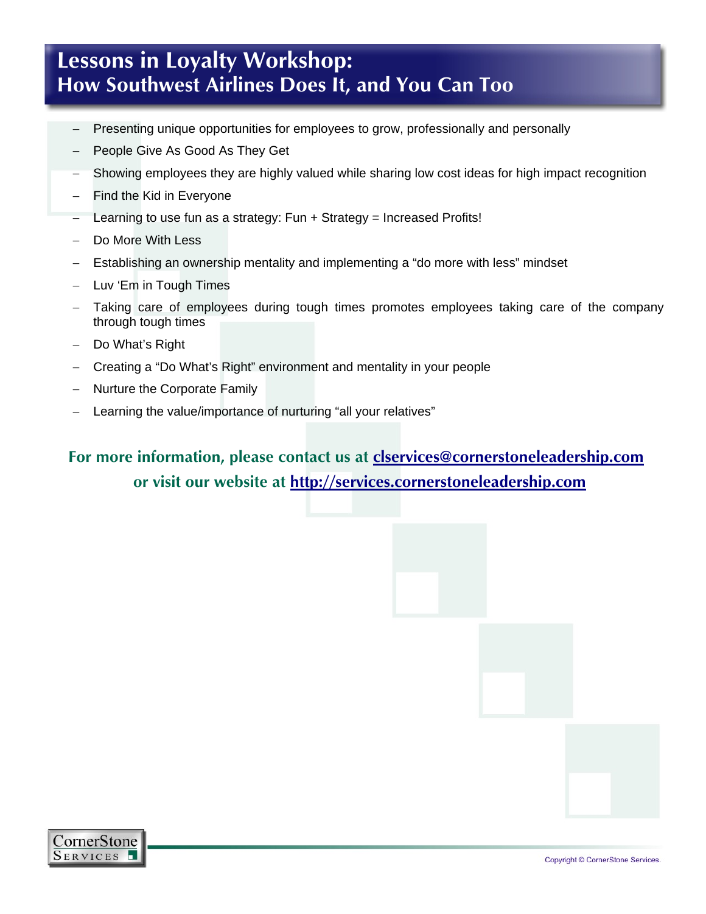# Lessons in Loyalty Workshop:
## How Southwest Airlines Does It, and You Can Too

- Presenting unique opportunities for employees to grow, professionally and personally
- People Give As Good As They Get
- Showing employees they are highly valued while sharing low cost ideas for high impact recognition
- Find the Kid in Everyone
- Learning to use fun as a strategy: Fun + Strategy = Increased Profits!
- Do More With Less
- Establishing an ownership mentality and implementing a "do more with less" mindset
- Luv 'Em in Tough Times
- Taking care of employees during tough times promotes employees taking care of the company through tough times
- Do What's Right
- Creating a "Do What's Right" environment and mentality in your people
- Nurture the Corporate Family
- Learning the value/importance of nurturing "all your relatives"

**For more information, please contact us at clservices@cornerstoneleadership.com or visit our website at http://services.cornerstoneleadership.com**

CornerStone Services

Copyright © CornerStone Services.